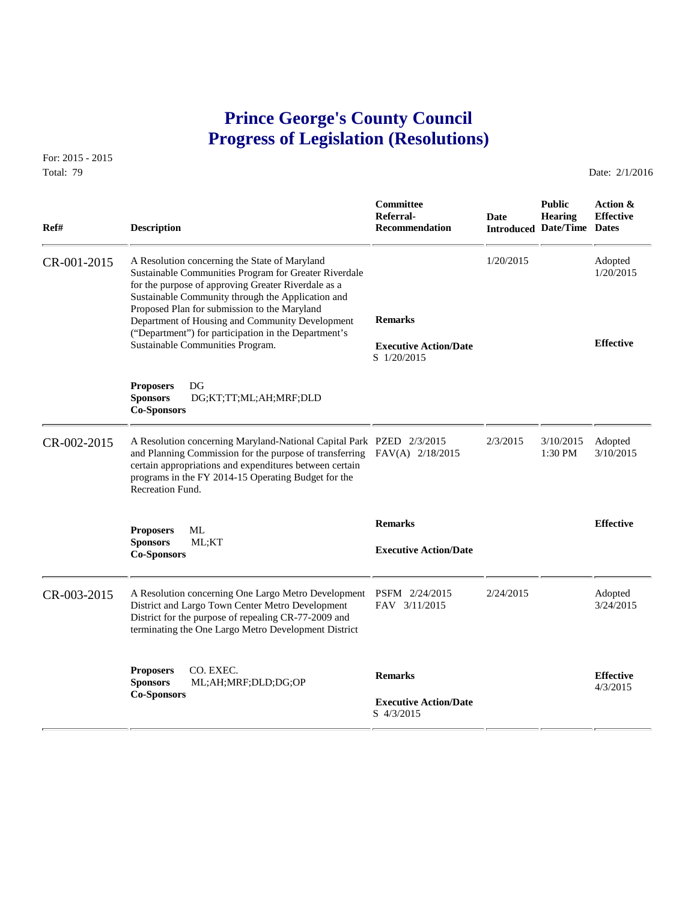# Prince George's County Council
# Progress of Legislation (Resolutions)

For: 2015 - 2015
Total: 79

Date: 2/1/2016

| Ref# | Description | Committee Referral-Recommendation | Date Introduced | Public Hearing Date/Time | Action & Effective Dates |
|---|---|---|---|---|---|
| CR-001-2015 | A Resolution concerning the State of Maryland Sustainable Communities Program for Greater Riverdale for the purpose of approving Greater Riverdale as a Sustainable Community through the Application and Proposed Plan for submission to the Maryland Department of Housing and Community Development ("Department") for participation in the Department's Sustainable Communities Program. | **Remarks** | 1/20/2015 | | Adopted 1/20/2015 |
| | | **Executive Action/Date** S 1/20/2015 | | | **Effective** |
| | **Proposers** DG **Sponsors** DG;KT;TT;ML;AH;MRF;DLD **Co-Sponsors** | | | | |
| CR-002-2015 | A Resolution concerning Maryland-National Capital Park and Planning Commission for the purpose of transferring certain appropriations and expenditures between certain programs in the FY 2014-15 Operating Budget for the Recreation Fund. | PZED 2/3/2015 FAV(A) 2/18/2015 | 2/3/2015 | 3/10/2015 1:30 PM | Adopted 3/10/2015 |
| | **Proposers** ML **Sponsors** ML;KT **Co-Sponsors** | **Remarks** **Executive Action/Date** | | | **Effective** |
| CR-003-2015 | A Resolution concerning One Largo Metro Development District and Largo Town Center Metro Development District for the purpose of repealing CR-77-2009 and terminating the One Largo Metro Development District | PSFM 2/24/2015 FAV 3/11/2015 | 2/24/2015 | | Adopted 3/24/2015 |
| | **Proposers** CO. EXEC. **Sponsors** ML;AH;MRF;DLD;DG;OP **Co-Sponsors** | **Remarks** **Executive Action/Date** S 4/3/2015 | | | **Effective** 4/3/2015 |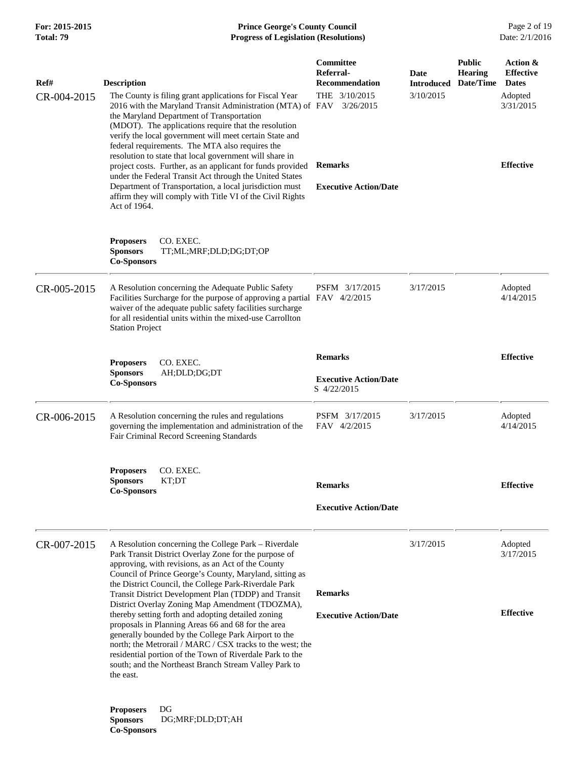| Ref# | Description | Committee Referral-Recommendation | Date Introduced | Public Hearing Date/Time | Action & Effective Dates |
|---|---|---|---|---|---|
| CR-004-2015 | The County is filing grant applications for Fiscal Year 2016 with the Maryland Transit Administration (MTA) of the Maryland Department of Transportation (MDOT). The applications require that the resolution verify the local government will meet certain State and federal requirements. The MTA also requires the resolution to state that local government will share in project costs. Further, as an applicant for funds provided under the Federal Transit Act through the United States Department of Transportation, a local jurisdiction must affirm they will comply with Title VI of the Civil Rights Act of 1964.<br><br>**Proposers** CO. EXEC.<br>**Sponsors** TT;ML;MRF;DLD;DG;DT;OP<br>**Co-Sponsors** | THE 3/10/2015<br>FAV 3/26/2015<br><br>**Remarks**<br><br>**Executive Action/Date** | 3/10/2015 | | Adopted 3/31/2015<br><br>**Effective** |
| CR-005-2015 | A Resolution concerning the Adequate Public Safety Facilities Surcharge for the purpose of approving a partial waiver of the adequate public safety facilities surcharge for all residential units within the mixed-use Carrollton Station Project<br><br>**Proposers** CO. EXEC.<br>**Sponsors** AH;DLD;DG;DT<br>**Co-Sponsors** | PSFM 3/17/2015<br>FAV 4/2/2015<br><br>**Remarks**<br><br>**Executive Action/Date**<br>S 4/22/2015 | 3/17/2015 | | Adopted 4/14/2015<br><br>**Effective** |
| CR-006-2015 | A Resolution concerning the rules and regulations governing the implementation and administration of the Fair Criminal Record Screening Standards<br><br>**Proposers** CO. EXEC.<br>**Sponsors** KT;DT<br>**Co-Sponsors** | PSFM 3/17/2015<br>FAV 4/2/2015<br><br>**Remarks**<br><br>**Executive Action/Date** | 3/17/2015 | | Adopted 4/14/2015<br><br>**Effective** |
| CR-007-2015 | A Resolution concerning the College Park – Riverdale Park Transit District Overlay Zone for the purpose of approving, with revisions, as an Act of the County Council of Prince George's County, Maryland, sitting as the District Council, the College Park-Riverdale Park Transit District Development Plan (TDDP) and Transit District Overlay Zoning Map Amendment (TDOZMA), thereby setting forth and adopting detailed zoning proposals in Planning Areas 66 and 68 for the area generally bounded by the College Park Airport to the north; the Metrorail / MARC / CSX tracks to the west; the residential portion of the Town of Riverdale Park to the south; and the Northeast Branch Stream Valley Park to the east.<br><br>**Proposers** DG<br>**Sponsors** DG;MRF;DLD;DT;AH<br>**Co-Sponsors** | **Remarks**<br><br>**Executive Action/Date** | 3/17/2015 | | Adopted 3/17/2015<br><br>**Effective** |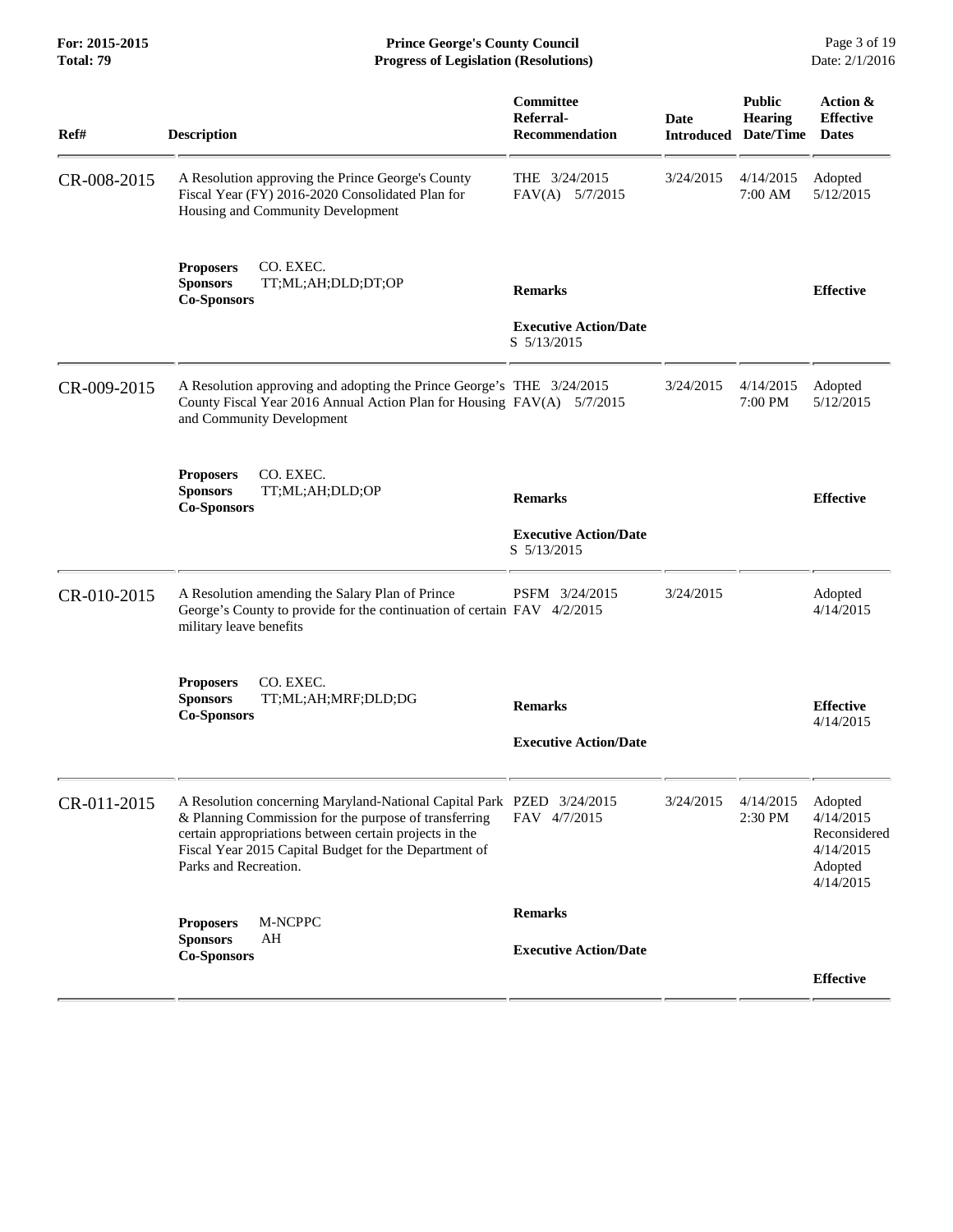| Ref# | Description | Committee Referral-Recommendation | Date Introduced | Public Hearing Date/Time | Action & Effective Dates |
|---|---|---|---|---|---|
| CR-008-2015 | A Resolution approving the Prince George's County Fiscal Year (FY) 2016-2020 Consolidated Plan for Housing and Community Development | THE 3/24/2015<br>FAV(A) 5/7/2015 | 3/24/2015 | 4/14/2015<br>7:00 AM | Adopted<br>5/12/2015 |
| | **Proposers** CO. EXEC.<br>**Sponsors** TT;ML;AH;DLD;DT;OP<br>**Co-Sponsors** | **Remarks**<br><br>**Executive Action/Date**<br>S 5/13/2015 | | | **Effective** |
| CR-009-2015 | A Resolution approving and adopting the Prince George's County Fiscal Year 2016 Annual Action Plan for Housing and Community Development | THE 3/24/2015<br>FAV(A) 5/7/2015 | 3/24/2015 | 4/14/2015<br>7:00 PM | Adopted<br>5/12/2015 |
| | **Proposers** CO. EXEC.<br>**Sponsors** TT;ML;AH;DLD;OP<br>**Co-Sponsors** | **Remarks**<br><br>**Executive Action/Date**<br>S 5/13/2015 | | | **Effective** |
| CR-010-2015 | A Resolution amending the Salary Plan of Prince George's County to provide for the continuation of certain military leave benefits | PSFM 3/24/2015<br>FAV 4/2/2015 | 3/24/2015 | | Adopted<br>4/14/2015 |
| | **Proposers** CO. EXEC.<br>**Sponsors** TT;ML;AH;MRF;DLD;DG<br>**Co-Sponsors** | **Remarks**<br><br>**Executive Action/Date** | | | **Effective**<br>4/14/2015 |
| CR-011-2015 | A Resolution concerning Maryland-National Capital Park & Planning Commission for the purpose of transferring certain appropriations between certain projects in the Fiscal Year 2015 Capital Budget for the Department of Parks and Recreation. | PZED 3/24/2015<br>FAV 4/7/2015 | 3/24/2015 | 4/14/2015<br>2:30 PM | Adopted<br>4/14/2015<br>Reconsidered<br>4/14/2015<br>Adopted<br>4/14/2015 |
| | **Proposers** M-NCPPC<br>**Sponsors** AH<br>**Co-Sponsors** | **Remarks**<br><br>**Executive Action/Date** | | | **Effective** |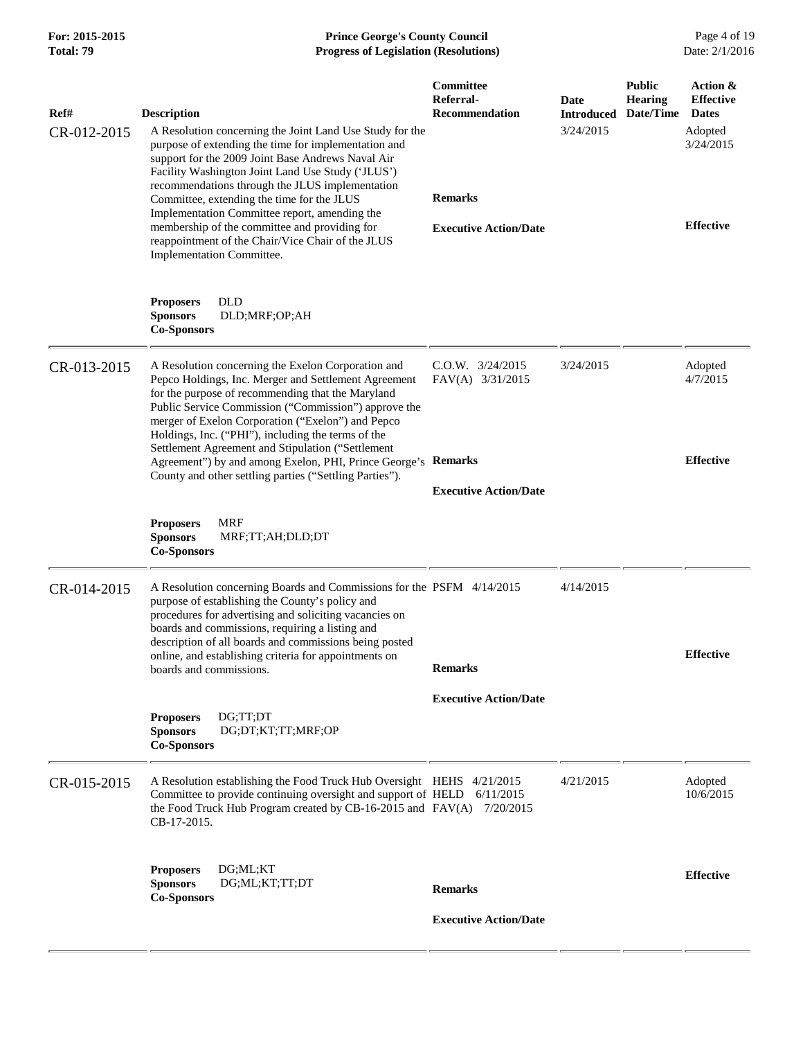| Ref# | Description | Committee Referral-Recommendation | Date Introduced | Public Hearing Date/Time | Action & Effective Dates |
|---|---|---|---|---|---|
| CR-012-2015 | A Resolution concerning the Joint Land Use Study for the purpose of extending the time for implementation and support for the 2009 Joint Base Andrews Naval Air Facility Washington Joint Land Use Study ('JLUS') recommendations through the JLUS implementation Committee, extending the time for the JLUS Implementation Committee report, amending the membership of the committee and providing for reappointment of the Chair/Vice Chair of the JLUS Implementation Committee.<br><br>**Proposers** DLD<br>**Sponsors** DLD;MRF;OP;AH<br>**Co-Sponsors** | **Remarks**<br><br>**Executive Action/Date** | 3/24/2015 | | Adopted 3/24/2015<br><br>**Effective** |
| CR-013-2015 | A Resolution concerning the Exelon Corporation and Pepco Holdings, Inc. Merger and Settlement Agreement for the purpose of recommending that the Maryland Public Service Commission ("Commission") approve the merger of Exelon Corporation ("Exelon") and Pepco Holdings, Inc. ("PHI"), including the terms of the Settlement Agreement and Stipulation ("Settlement Agreement") by and among Exelon, PHI, Prince George's County and other settling parties ("Settling Parties").<br><br>**Proposers** MRF<br>**Sponsors** MRF;TT;AH;DLD;DT<br>**Co-Sponsors** | C.O.W. 3/24/2015<br>FAV(A) 3/31/2015<br><br>**Remarks**<br><br>**Executive Action/Date** | 3/24/2015 | | Adopted 4/7/2015<br><br>**Effective** |
| CR-014-2015 | A Resolution concerning Boards and Commissions for the purpose of establishing the County's policy and procedures for advertising and soliciting vacancies on boards and commissions, requiring a listing and description of all boards and commissions being posted online, and establishing criteria for appointments on boards and commissions.<br><br>**Proposers** DG;TT;DT<br>**Sponsors** DG;DT;KT;TT;MRF;OP<br>**Co-Sponsors** | PSFM 4/14/2015<br><br>**Remarks**<br><br>**Executive Action/Date** | 4/14/2015 | | **Effective** |
| CR-015-2015 | A Resolution establishing the Food Truck Hub Oversight Committee to provide continuing oversight and support of the Food Truck Hub Program created by CB-16-2015 and CB-17-2015.<br><br>**Proposers** DG;ML;KT<br>**Sponsors** DG;ML;KT;TT;DT<br>**Co-Sponsors** | HEHS 4/21/2015<br>HELD 6/11/2015<br>FAV(A) 7/20/2015<br><br>**Remarks**<br><br>**Executive Action/Date** | 4/21/2015 | | Adopted 10/6/2015<br><br>**Effective** |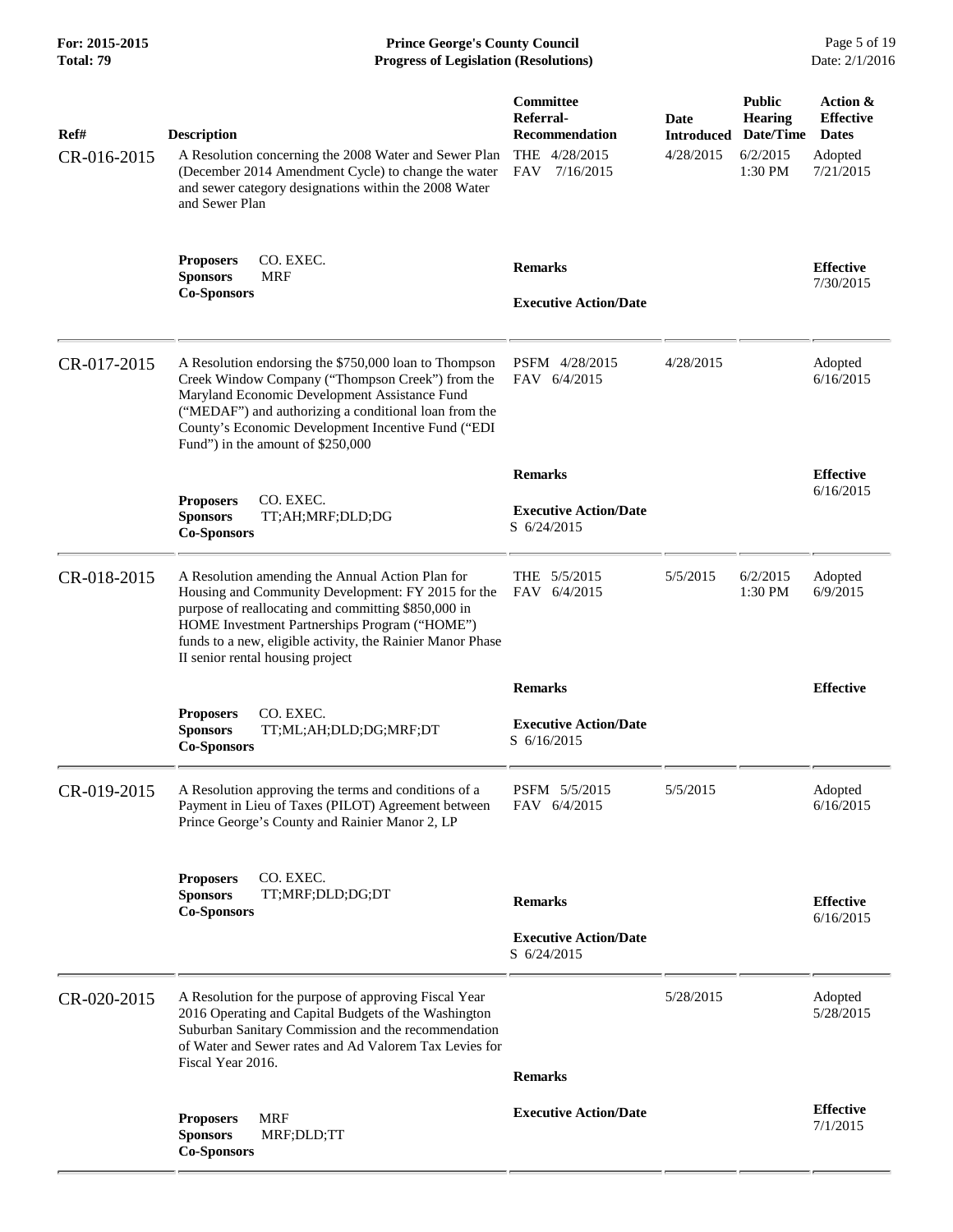| Ref# | Description | Committee Referral-Recommendation | Date Introduced | Public Hearing Date/Time | Action & Effective Dates |
|---|---|---|---|---|---|
| CR-016-2015 | A Resolution concerning the 2008 Water and Sewer Plan (December 2014 Amendment Cycle) to change the water and sewer category designations within the 2008 Water and Sewer Plan | THE 4/28/2015<br>FAV 7/16/2015 | 4/28/2015 | 6/2/2015<br>1:30 PM | Adopted<br>7/21/2015 |
| | **Proposers** CO. EXEC.<br>**Sponsors** MRF<br>**Co-Sponsors** | **Remarks**<br><br>**Executive Action/Date** | | | **Effective**<br>7/30/2015 |
| CR-017-2015 | A Resolution endorsing the $750,000 loan to Thompson Creek Window Company ("Thompson Creek") from the Maryland Economic Development Assistance Fund ("MEDAF") and authorizing a conditional loan from the County's Economic Development Incentive Fund ("EDI Fund") in the amount of $250,000 | PSFM 4/28/2015<br>FAV 6/4/2015 | 4/28/2015 | | Adopted<br>6/16/2015 |
| | **Proposers** CO. EXEC.<br>**Sponsors** TT;AH;MRF;DLD;DG<br>**Co-Sponsors** | **Remarks**<br><br>**Executive Action/Date**<br>S 6/24/2015 | | | **Effective**<br>6/16/2015 |
| CR-018-2015 | A Resolution amending the Annual Action Plan for Housing and Community Development: FY 2015 for the purpose of reallocating and committing $850,000 in HOME Investment Partnerships Program ("HOME") funds to a new, eligible activity, the Rainier Manor Phase II senior rental housing project | THE 5/5/2015<br>FAV 6/4/2015 | 5/5/2015 | 6/2/2015<br>1:30 PM | Adopted<br>6/9/2015 |
| | **Proposers** CO. EXEC.<br>**Sponsors** TT;ML;AH;DLD;DG;MRF;DT<br>**Co-Sponsors** | **Remarks**<br><br>**Executive Action/Date**<br>S 6/16/2015 | | | **Effective** |
| CR-019-2015 | A Resolution approving the terms and conditions of a Payment in Lieu of Taxes (PILOT) Agreement between Prince George's County and Rainier Manor 2, LP | PSFM 5/5/2015<br>FAV 6/4/2015 | 5/5/2015 | | Adopted<br>6/16/2015 |
| | **Proposers** CO. EXEC.<br>**Sponsors** TT;MRF;DLD;DG;DT<br>**Co-Sponsors** | **Remarks**<br><br>**Executive Action/Date**<br>S 6/24/2015 | | | **Effective**<br>6/16/2015 |
| CR-020-2015 | A Resolution for the purpose of approving Fiscal Year 2016 Operating and Capital Budgets of the Washington Suburban Sanitary Commission and the recommendation of Water and Sewer rates and Ad Valorem Tax Levies for Fiscal Year 2016. | | 5/28/2015 | | Adopted<br>5/28/2015 |
| | **Proposers** MRF<br>**Sponsors** MRF;DLD;TT<br>**Co-Sponsors** | **Remarks**<br><br>**Executive Action/Date** | | | **Effective**<br>7/1/2015 |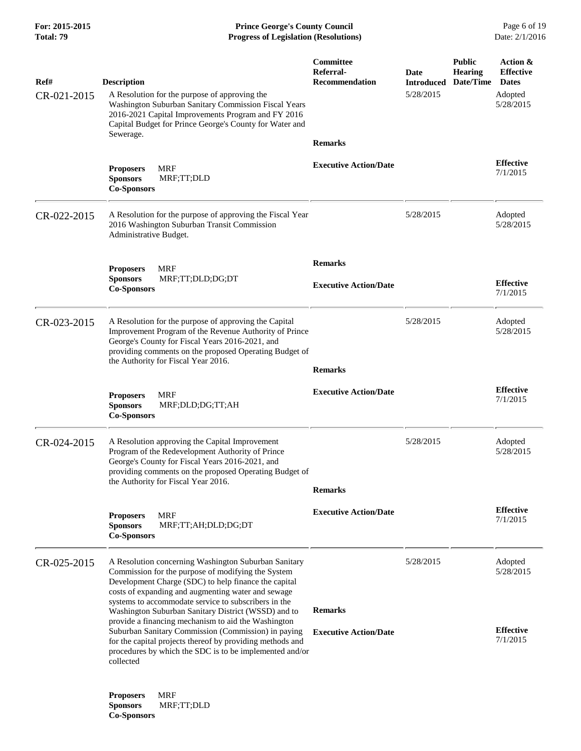| Ref# | Description | Committee Referral-Recommendation | Date Introduced | Public Hearing Date/Time | Action & Effective Dates |
|---|---|---|---|---|---|
| CR-021-2015 | A Resolution for the purpose of approving the Washington Suburban Sanitary Commission Fiscal Years 2016-2021 Capital Improvements Program and FY 2016 Capital Budget for Prince George's County for Water and Sewerage. | | 5/28/2015 | | Adopted 5/28/2015 |
| | | **Remarks** | | | |
| | **Proposers** MRF<br>**Sponsors** MRF;TT;DLD<br>**Co-Sponsors** | **Executive Action/Date** | | | **Effective** 7/1/2015 |
| CR-022-2015 | A Resolution for the purpose of approving the Fiscal Year 2016 Washington Suburban Transit Commission Administrative Budget. | | 5/28/2015 | | Adopted 5/28/2015 |
| | | **Remarks** | | | |
| | **Proposers** MRF<br>**Sponsors** MRF;TT;DLD;DG;DT<br>**Co-Sponsors** | **Executive Action/Date** | | | **Effective** 7/1/2015 |
| CR-023-2015 | A Resolution for the purpose of approving the Capital Improvement Program of the Revenue Authority of Prince George's County for Fiscal Years 2016-2021, and providing comments on the proposed Operating Budget of the Authority for Fiscal Year 2016. | | 5/28/2015 | | Adopted 5/28/2015 |
| | | **Remarks** | | | |
| | **Proposers** MRF<br>**Sponsors** MRF;DLD;DG;TT;AH<br>**Co-Sponsors** | **Executive Action/Date** | | | **Effective** 7/1/2015 |
| CR-024-2015 | A Resolution approving the Capital Improvement Program of the Redevelopment Authority of Prince George's County for Fiscal Years 2016-2021, and providing comments on the proposed Operating Budget of the Authority for Fiscal Year 2016. | | 5/28/2015 | | Adopted 5/28/2015 |
| | | **Remarks** | | | |
| | **Proposers** MRF<br>**Sponsors** MRF;TT;AH;DLD;DG;DT<br>**Co-Sponsors** | **Executive Action/Date** | | | **Effective** 7/1/2015 |
| CR-025-2015 | A Resolution concerning Washington Suburban Sanitary Commission for the purpose of modifying the System Development Charge (SDC) to help finance the capital costs of expanding and augmenting water and sewage systems to accommodate service to subscribers in the Washington Suburban Sanitary District (WSSD) and to provide a financing mechanism to aid the Washington Suburban Sanitary Commission (Commission) in paying for the capital projects thereof by providing methods and procedures by which the SDC is to be implemented and/or collected | | 5/28/2015 | | Adopted 5/28/2015 |
| | | **Remarks** | | | |
| | | **Executive Action/Date** | | | **Effective** 7/1/2015 |
| | **Proposers** MRF<br>**Sponsors** MRF;TT;DLD<br>**Co-Sponsors** | | | | |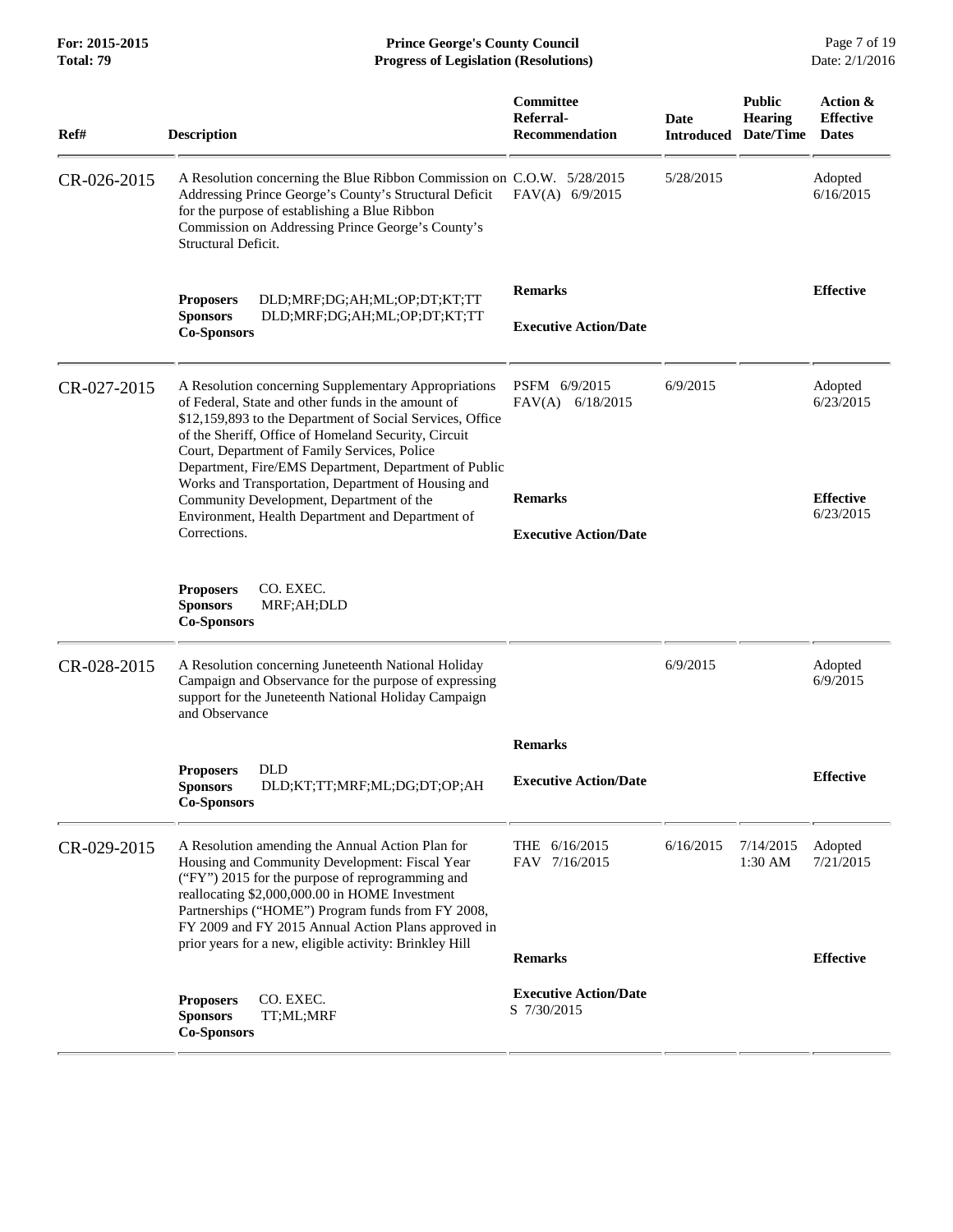| Ref# | Description | Committee Referral-Recommendation | Date Introduced | Public Hearing Date/Time | Action & Effective Dates |
|---|---|---|---|---|---|
| CR-026-2015 | A Resolution concerning the Blue Ribbon Commission on Addressing Prince George's County's Structural Deficit for the purpose of establishing a Blue Ribbon Commission on Addressing Prince George's County's Structural Deficit. | C.O.W. 5/28/2015<br>FAV(A) 6/9/2015 | 5/28/2015 | | Adopted 6/16/2015 |
| | **Proposers** DLD;MRF;DG;AH;ML;OP;DT;KT;TT<br>**Sponsors** DLD;MRF;DG;AH;ML;OP;DT;KT;TT<br>**Co-Sponsors** | **Remarks**<br><br>**Executive Action/Date** | | | **Effective** |
| CR-027-2015 | A Resolution concerning Supplementary Appropriations of Federal, State and other funds in the amount of $12,159,893 to the Department of Social Services, Office of the Sheriff, Office of Homeland Security, Circuit Court, Department of Family Services, Police Department, Fire/EMS Department, Department of Public Works and Transportation, Department of Housing and Community Development, Department of the Environment, Health Department and Department of Corrections. | PSFM 6/9/2015<br>FAV(A) 6/18/2015 | 6/9/2015 | | Adopted 6/23/2015 |
| | **Proposers** CO. EXEC.<br>**Sponsors** MRF;AH;DLD<br>**Co-Sponsors** | **Remarks**<br><br>**Executive Action/Date** | | | **Effective** 6/23/2015 |
| CR-028-2015 | A Resolution concerning Juneteenth National Holiday Campaign and Observance for the purpose of expressing support for the Juneteenth National Holiday Campaign and Observance | | 6/9/2015 | | Adopted 6/9/2015 |
| | **Proposers** DLD<br>**Sponsors** DLD;KT;TT;MRF;ML;DG;DT;OP;AH<br>**Co-Sponsors** | **Remarks**<br><br>**Executive Action/Date** | | | **Effective** |
| CR-029-2015 | A Resolution amending the Annual Action Plan for Housing and Community Development: Fiscal Year ("FY") 2015 for the purpose of reprogramming and reallocating $2,000,000.00 in HOME Investment Partnerships ("HOME") Program funds from FY 2008, FY 2009 and FY 2015 Annual Action Plans approved in prior years for a new, eligible activity: Brinkley Hill | THE 6/16/2015<br>FAV 7/16/2015 | 6/16/2015 | 7/14/2015 1:30 AM | Adopted 7/21/2015 |
| | **Proposers** CO. EXEC.<br>**Sponsors** TT;ML;MRF<br>**Co-Sponsors** | **Remarks**<br><br>**Executive Action/Date**<br>S 7/30/2015 | | | **Effective** |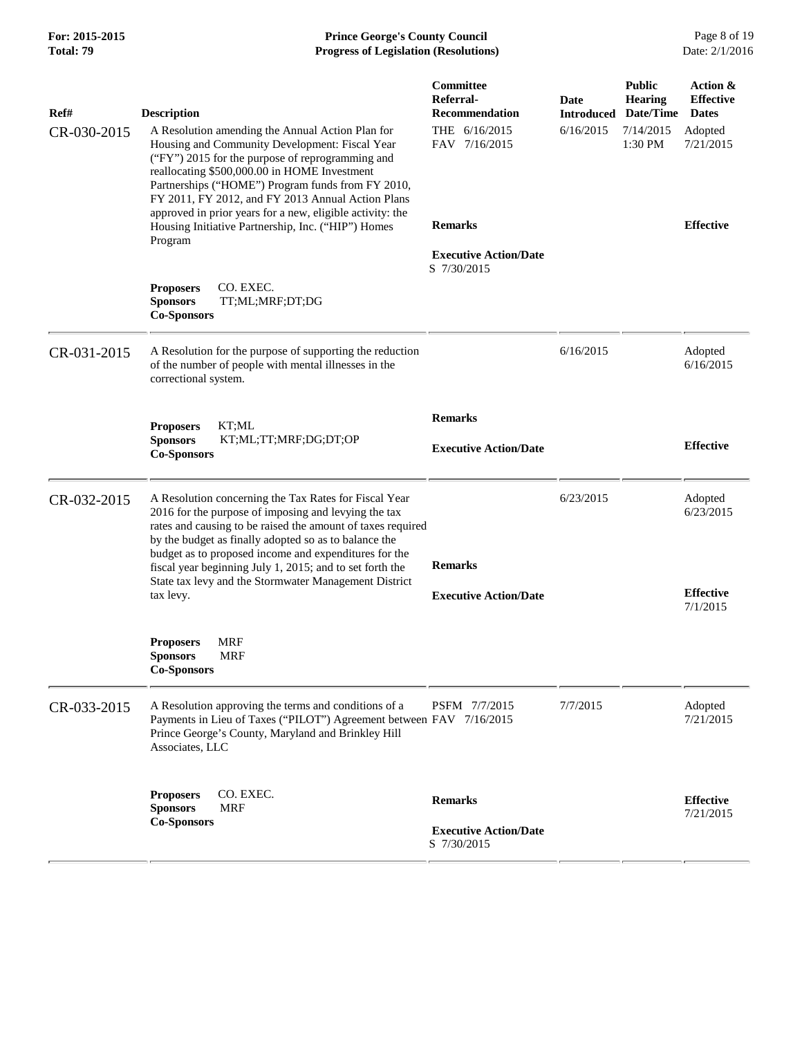| Ref# | Description | Committee Referral-Recommendation | Date Introduced | Public Hearing Date/Time | Action & Effective Dates |
|---|---|---|---|---|---|
| CR-030-2015 | A Resolution amending the Annual Action Plan for Housing and Community Development: Fiscal Year ("FY") 2015 for the purpose of reprogramming and reallocating $500,000.00 in HOME Investment Partnerships ("HOME") Program funds from FY 2010, FY 2011, FY 2012, and FY 2013 Annual Action Plans approved in prior years for a new, eligible activity: the Housing Initiative Partnership, Inc. ("HIP") Homes Program<br>**Proposers** CO. EXEC.<br>**Sponsors** TT;ML;MRF;DT;DG<br>**Co-Sponsors** | THE 6/16/2015<br>FAV 7/16/2015<br>**Remarks**<br>**Executive Action/Date**<br>S 7/30/2015 | 6/16/2015 | 7/14/2015 1:30 PM | Adopted 7/21/2015<br>**Effective** |
| CR-031-2015 | A Resolution for the purpose of supporting the reduction of the number of people with mental illnesses in the correctional system.<br>**Proposers** KT;ML<br>**Sponsors** KT;ML;TT;MRF;DG;DT;OP<br>**Co-Sponsors** | **Remarks**<br>**Executive Action/Date** | 6/16/2015 | | Adopted 6/16/2015<br>**Effective** |
| CR-032-2015 | A Resolution concerning the Tax Rates for Fiscal Year 2016 for the purpose of imposing and levying the tax rates and causing to be raised the amount of taxes required by the budget as finally adopted so as to balance the budget as to proposed income and expenditures for the fiscal year beginning July 1, 2015; and to set forth the State tax levy and the Stormwater Management District tax levy.<br>**Proposers** MRF<br>**Sponsors** MRF<br>**Co-Sponsors** | **Remarks**<br>**Executive Action/Date** | 6/23/2015 | | Adopted 6/23/2015<br>**Effective** 7/1/2015 |
| CR-033-2015 | A Resolution approving the terms and conditions of a Payments in Lieu of Taxes ("PILOT") Agreement between Prince George's County, Maryland and Brinkley Hill Associates, LLC<br>**Proposers** CO. EXEC.<br>**Sponsors** MRF<br>**Co-Sponsors** | PSFM 7/7/2015<br>FAV 7/16/2015<br>**Remarks**<br>**Executive Action/Date**<br>S 7/30/2015 | 7/7/2015 | | Adopted 7/21/2015<br>**Effective** 7/21/2015 |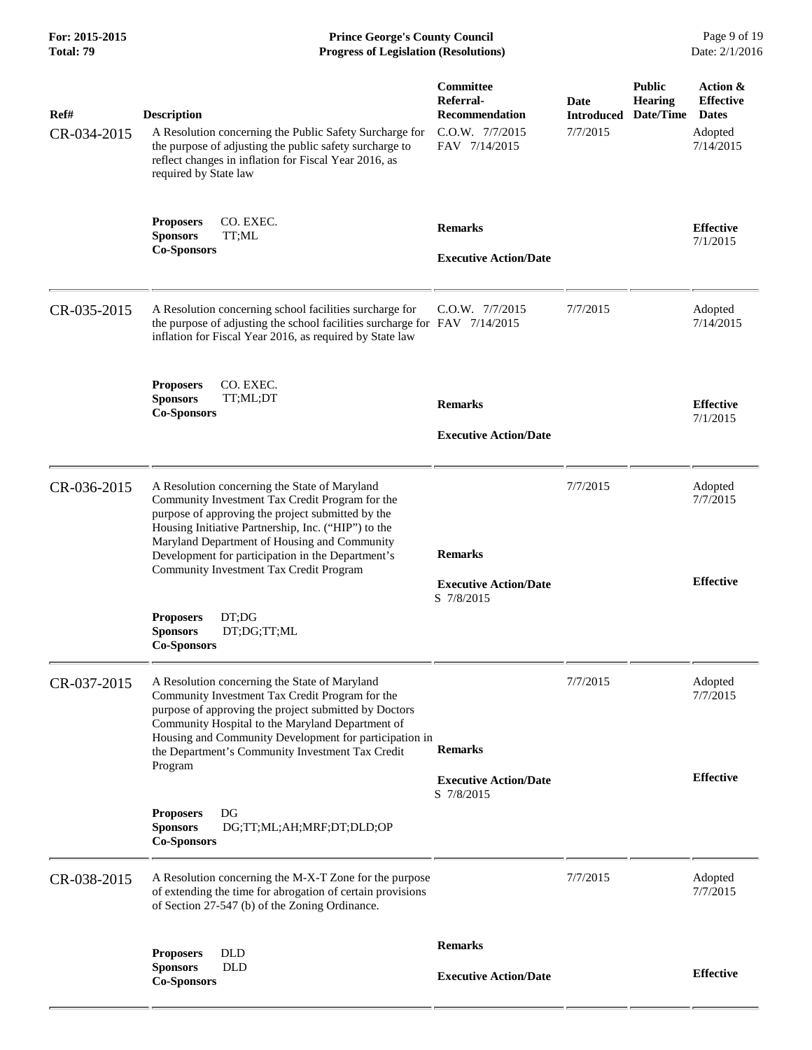| Ref# | Description | Committee Referral-Recommendation | Date Introduced | Public Hearing Date/Time | Action & Effective Dates |
|---|---|---|---|---|---|
| CR-034-2015 | A Resolution concerning the Public Safety Surcharge for the purpose of adjusting the public safety surcharge to reflect changes in inflation for Fiscal Year 2016, as required by State law | C.O.W. 7/7/2015<br>FAV 7/14/2015 | 7/7/2015 | | Adopted<br>7/14/2015 |
| | **Proposers** CO. EXEC.<br>**Sponsors** TT;ML<br>**Co-Sponsors** | **Remarks**<br><br>**Executive Action/Date** | | | **Effective**<br>7/1/2015 |
| CR-035-2015 | A Resolution concerning school facilities surcharge for the purpose of adjusting the school facilities surcharge for inflation for Fiscal Year 2016, as required by State law | C.O.W. 7/7/2015<br>FAV 7/14/2015 | 7/7/2015 | | Adopted<br>7/14/2015 |
| | **Proposers** CO. EXEC.<br>**Sponsors** TT;ML;DT<br>**Co-Sponsors** | **Remarks**<br><br>**Executive Action/Date** | | | **Effective**<br>7/1/2015 |
| CR-036-2015 | A Resolution concerning the State of Maryland Community Investment Tax Credit Program for the purpose of approving the project submitted by the Housing Initiative Partnership, Inc. ("HIP") to the Maryland Department of Housing and Community Development for participation in the Department's Community Investment Tax Credit Program | | 7/7/2015 | | Adopted<br>7/7/2015 |
| | **Proposers** DT;DG<br>**Sponsors** DT;DG;TT;ML<br>**Co-Sponsors** | **Remarks**<br><br>**Executive Action/Date**<br>S 7/8/2015 | | | **Effective** |
| CR-037-2015 | A Resolution concerning the State of Maryland Community Investment Tax Credit Program for the purpose of approving the project submitted by Doctors Community Hospital to the Maryland Department of Housing and Community Development for participation in the Department's Community Investment Tax Credit Program | | 7/7/2015 | | Adopted<br>7/7/2015 |
| | **Proposers** DG<br>**Sponsors** DG;TT;ML;AH;MRF;DT;DLD;OP<br>**Co-Sponsors** | **Remarks**<br><br>**Executive Action/Date**<br>S 7/8/2015 | | | **Effective** |
| CR-038-2015 | A Resolution concerning the M-X-T Zone for the purpose of extending the time for abrogation of certain provisions of Section 27-547 (b) of the Zoning Ordinance. | | 7/7/2015 | | Adopted<br>7/7/2015 |
| | **Proposers** DLD<br>**Sponsors** DLD<br>**Co-Sponsors** | **Remarks**<br><br>**Executive Action/Date** | | | **Effective** |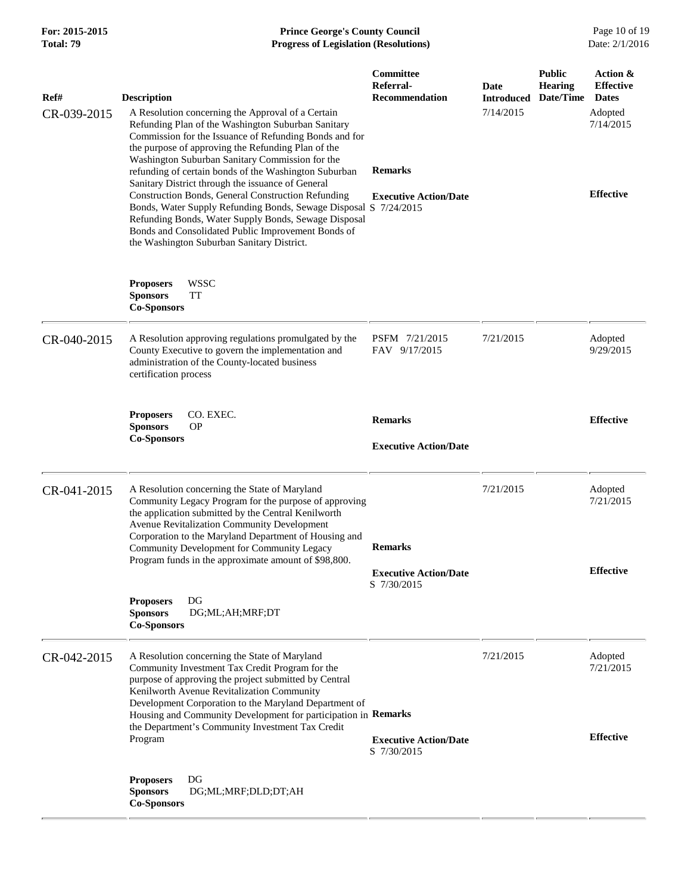| Ref# | Description | Committee Referral-Recommendation | Date Introduced | Public Hearing Date/Time | Action & Effective Dates |
|---|---|---|---|---|---|
| CR-039-2015 | A Resolution concerning the Approval of a Certain Refunding Plan of the Washington Suburban Sanitary Commission for the Issuance of Refunding Bonds and for the purpose of approving the Refunding Plan of the Washington Suburban Sanitary Commission for the refunding of certain bonds of the Washington Suburban Sanitary District through the issuance of General Construction Bonds, General Construction Refunding Bonds, Water Supply Refunding Bonds, Sewage Disposal Refunding Bonds, Water Supply Bonds, Sewage Disposal Bonds and Consolidated Public Improvement Bonds of the Washington Suburban Sanitary District.<br><br>**Proposers** WSSC<br>**Sponsors** TT<br>**Co-Sponsors** | **Remarks**<br><br>**Executive Action/Date**<br>S 7/24/2015 | 7/14/2015 | | Adopted 7/14/2015<br><br>**Effective** |
| CR-040-2015 | A Resolution approving regulations promulgated by the County Executive to govern the implementation and administration of the County-located business certification process<br><br>**Proposers** CO. EXEC.<br>**Sponsors** OP<br>**Co-Sponsors** | PSFM 7/21/2015<br>FAV 9/17/2015<br><br>**Remarks**<br><br>**Executive Action/Date** | 7/21/2015 | | Adopted 9/29/2015<br><br>**Effective** |
| CR-041-2015 | A Resolution concerning the State of Maryland Community Legacy Program for the purpose of approving the application submitted by the Central Kenilworth Avenue Revitalization Community Development Corporation to the Maryland Department of Housing and Community Development for Community Legacy Program funds in the approximate amount of $98,800.<br><br>**Proposers** DG<br>**Sponsors** DG;ML;AH;MRF;DT<br>**Co-Sponsors** | **Remarks**<br><br>**Executive Action/Date**<br>S 7/30/2015 | 7/21/2015 | | Adopted 7/21/2015<br><br>**Effective** |
| CR-042-2015 | A Resolution concerning the State of Maryland Community Investment Tax Credit Program for the purpose of approving the project submitted by Central Kenilworth Avenue Revitalization Community Development Corporation to the Maryland Department of Housing and Community Development for participation in the Department's Community Investment Tax Credit Program<br><br>**Proposers** DG<br>**Sponsors** DG;ML;MRF;DLD;DT;AH<br>**Co-Sponsors** | **Remarks**<br><br>**Executive Action/Date**<br>S 7/30/2015 | 7/21/2015 | | Adopted 7/21/2015<br><br>**Effective** |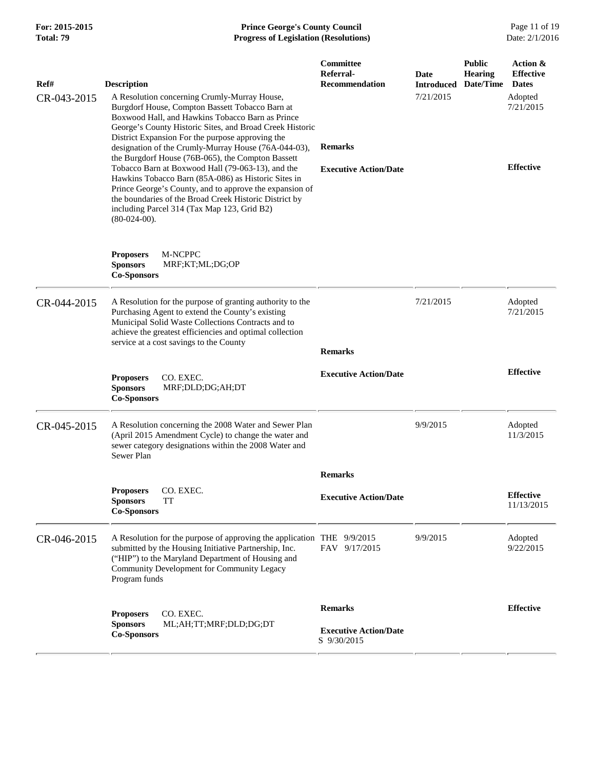| Ref# | Description | Committee Referral-Recommendation | Date Introduced | Public Hearing Date/Time | Action & Effective Dates |
|---|---|---|---|---|---|
| CR-043-2015 | A Resolution concerning Crumly-Murray House, Burgdorf House, Compton Bassett Tobacco Barn at Boxwood Hall, and Hawkins Tobacco Barn as Prince George's County Historic Sites, and Broad Creek Historic District Expansion For the purpose approving the designation of the Crumly-Murray House (76A-044-03), the Burgdorf House (76B-065), the Compton Bassett Tobacco Barn at Boxwood Hall (79-063-13), and the Hawkins Tobacco Barn (85A-086) as Historic Sites in Prince George's County, and to approve the expansion of the boundaries of the Broad Creek Historic District by including Parcel 314 (Tax Map 123, Grid B2) (80-024-00).<br><br>**Proposers** M-NCPPC<br>**Sponsors** MRF;KT;ML;DG;OP<br>**Co-Sponsors** | **Remarks**<br><br>**Executive Action/Date** | 7/21/2015 | | Adopted 7/21/2015<br><br>**Effective** |
| CR-044-2015 | A Resolution for the purpose of granting authority to the Purchasing Agent to extend the County's existing Municipal Solid Waste Collections Contracts and to achieve the greatest efficiencies and optimal collection service at a cost savings to the County<br><br>**Proposers** CO. EXEC.<br>**Sponsors** MRF;DLD;DG;AH;DT<br>**Co-Sponsors** | **Remarks**<br><br>**Executive Action/Date** | 7/21/2015 | | Adopted 7/21/2015<br><br>**Effective** |
| CR-045-2015 | A Resolution concerning the 2008 Water and Sewer Plan (April 2015 Amendment Cycle) to change the water and sewer category designations within the 2008 Water and Sewer Plan<br><br>**Proposers** CO. EXEC.<br>**Sponsors** TT<br>**Co-Sponsors** | **Remarks**<br><br>**Executive Action/Date** | 9/9/2015 | | Adopted 11/3/2015<br><br>**Effective** 11/13/2015 |
| CR-046-2015 | A Resolution for the purpose of approving the application submitted by the Housing Initiative Partnership, Inc. ("HIP") to the Maryland Department of Housing and Community Development for Community Legacy Program funds<br><br>**Proposers** CO. EXEC.<br>**Sponsors** ML;AH;TT;MRF;DLD;DG;DT<br>**Co-Sponsors** | THE 9/9/2015<br>FAV 9/17/2015<br><br>**Remarks**<br><br>**Executive Action/Date**<br>S 9/30/2015 | 9/9/2015 | | Adopted 9/22/2015<br><br>**Effective** |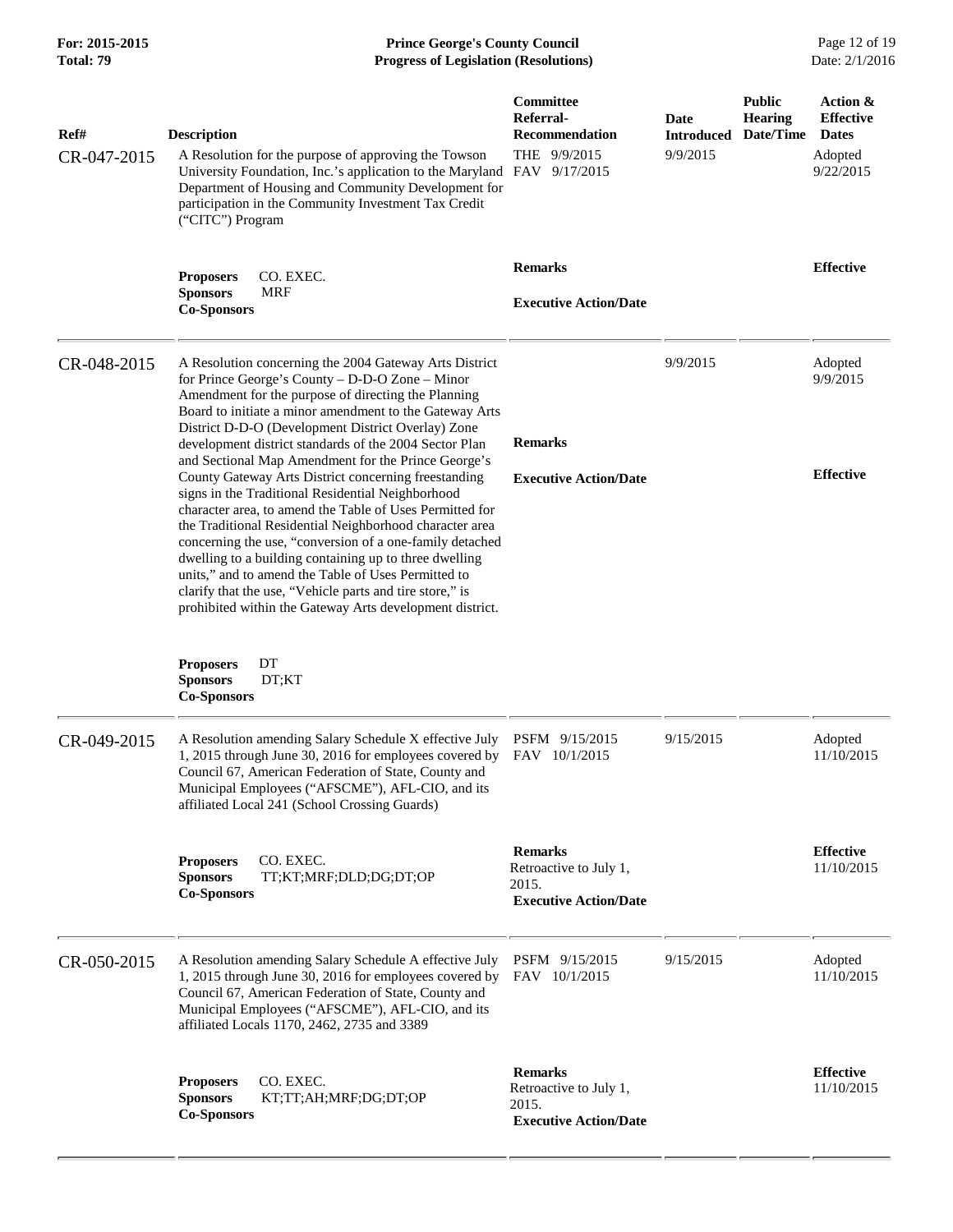| Ref# | Description | Committee Referral-Recommendation | Date Introduced | Public Hearing Date/Time | Action & Effective Dates |
|---|---|---|---|---|---|
| CR-047-2015 | A Resolution for the purpose of approving the Towson University Foundation, Inc.'s application to the Maryland Department of Housing and Community Development for participation in the Community Investment Tax Credit ("CITC") Program | THE 9/9/2015<br>FAV 9/17/2015 | 9/9/2015 | | Adopted<br>9/22/2015 |
| | **Proposers** CO. EXEC.<br>**Sponsors** MRF<br>**Co-Sponsors** | **Remarks**<br><br>**Executive Action/Date** | | | **Effective** |
| CR-048-2015 | A Resolution concerning the 2004 Gateway Arts District for Prince George's County – D-D-O Zone – Minor Amendment for the purpose of directing the Planning Board to initiate a minor amendment to the Gateway Arts District D-D-O (Development District Overlay) Zone development district standards of the 2004 Sector Plan and Sectional Map Amendment for the Prince George's County Gateway Arts District concerning freestanding signs in the Traditional Residential Neighborhood character area, to amend the Table of Uses Permitted for the Traditional Residential Neighborhood character area concerning the use, "conversion of a one-family detached dwelling to a building containing up to three dwelling units," and to amend the Table of Uses Permitted to clarify that the use, "Vehicle parts and tire store," is prohibited within the Gateway Arts development district. | **Remarks**<br><br>**Executive Action/Date** | 9/9/2015 | | Adopted<br>9/9/2015<br><br>**Effective** |
| | **Proposers** DT<br>**Sponsors** DT;KT<br>**Co-Sponsors** | | | | |
| CR-049-2015 | A Resolution amending Salary Schedule X effective July 1, 2015 through June 30, 2016 for employees covered by Council 67, American Federation of State, County and Municipal Employees ("AFSCME"), AFL-CIO, and its affiliated Local 241 (School Crossing Guards) | PSFM 9/15/2015<br>FAV 10/1/2015 | 9/15/2015 | | Adopted<br>11/10/2015 |
| | **Proposers** CO. EXEC.<br>**Sponsors** TT;KT;MRF;DLD;DG;DT;OP<br>**Co-Sponsors** | **Remarks**<br>Retroactive to July 1, 2015.<br>**Executive Action/Date** | | | **Effective**<br>11/10/2015 |
| CR-050-2015 | A Resolution amending Salary Schedule A effective July 1, 2015 through June 30, 2016 for employees covered by Council 67, American Federation of State, County and Municipal Employees ("AFSCME"), AFL-CIO, and its affiliated Locals 1170, 2462, 2735 and 3389 | PSFM 9/15/2015<br>FAV 10/1/2015 | 9/15/2015 | | Adopted<br>11/10/2015 |
| | **Proposers** CO. EXEC.<br>**Sponsors** KT;TT;AH;MRF;DG;DT;OP<br>**Co-Sponsors** | **Remarks**<br>Retroactive to July 1, 2015.<br>**Executive Action/Date** | | | **Effective**<br>11/10/2015 |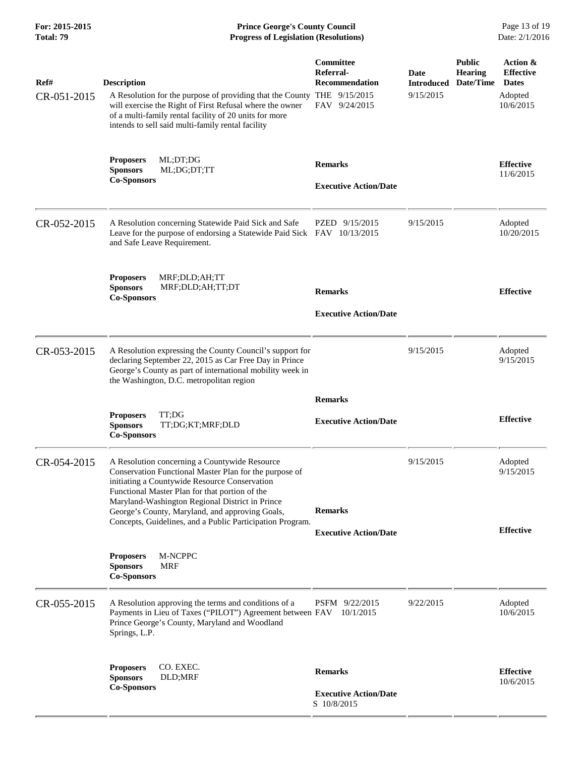| Ref# | Description | Committee Referral-Recommendation | Date Introduced | Public Hearing Date/Time | Action & Effective Dates |
|---|---|---|---|---|---|
| CR-051-2015 | A Resolution for the purpose of providing that the County will exercise the Right of First Refusal where the owner of a multi-family rental facility of 20 units for more intends to sell said multi-family rental facility | THE 9/15/2015<br>FAV 9/24/2015 | 9/15/2015 | | Adopted 10/6/2015 |
| | **Proposers** ML;DT;DG<br>**Sponsors** ML;DG;DT;TT<br>**Co-Sponsors** | **Remarks**<br><br>**Executive Action/Date** | | | **Effective** 11/6/2015 |
| CR-052-2015 | A Resolution concerning Statewide Paid Sick and Safe Leave for the purpose of endorsing a Statewide Paid Sick and Safe Leave Requirement. | PZED 9/15/2015<br>FAV 10/13/2015 | 9/15/2015 | | Adopted 10/20/2015 |
| | **Proposers** MRF;DLD;AH;TT<br>**Sponsors** MRF;DLD;AH;TT;DT<br>**Co-Sponsors** | **Remarks**<br><br>**Executive Action/Date** | | | **Effective** |
| CR-053-2015 | A Resolution expressing the County Council's support for declaring September 22, 2015 as Car Free Day in Prince George's County as part of international mobility week in the Washington, D.C. metropolitan region | | 9/15/2015 | | Adopted 9/15/2015 |
| | **Proposers** TT;DG<br>**Sponsors** TT;DG;KT;MRF;DLD<br>**Co-Sponsors** | **Remarks**<br><br>**Executive Action/Date** | | | **Effective** |
| CR-054-2015 | A Resolution concerning a Countywide Resource Conservation Functional Master Plan for the purpose of initiating a Countywide Resource Conservation Functional Master Plan for that portion of the Maryland-Washington Regional District in Prince George's County, Maryland, and approving Goals, Concepts, Guidelines, and a Public Participation Program. | | 9/15/2015 | | Adopted 9/15/2015 |
| | **Proposers** M-NCPPC<br>**Sponsors** MRF<br>**Co-Sponsors** | **Remarks**<br><br>**Executive Action/Date** | | | **Effective** |
| CR-055-2015 | A Resolution approving the terms and conditions of a Payments in Lieu of Taxes ("PILOT") Agreement between Prince George's County, Maryland and Woodland Springs, L.P. | PSFM 9/22/2015<br>FAV 10/1/2015 | 9/22/2015 | | Adopted 10/6/2015 |
| | **Proposers** CO. EXEC.<br>**Sponsors** DLD;MRF<br>**Co-Sponsors** | **Remarks**<br><br>**Executive Action/Date**<br>S 10/8/2015 | | | **Effective** 10/6/2015 |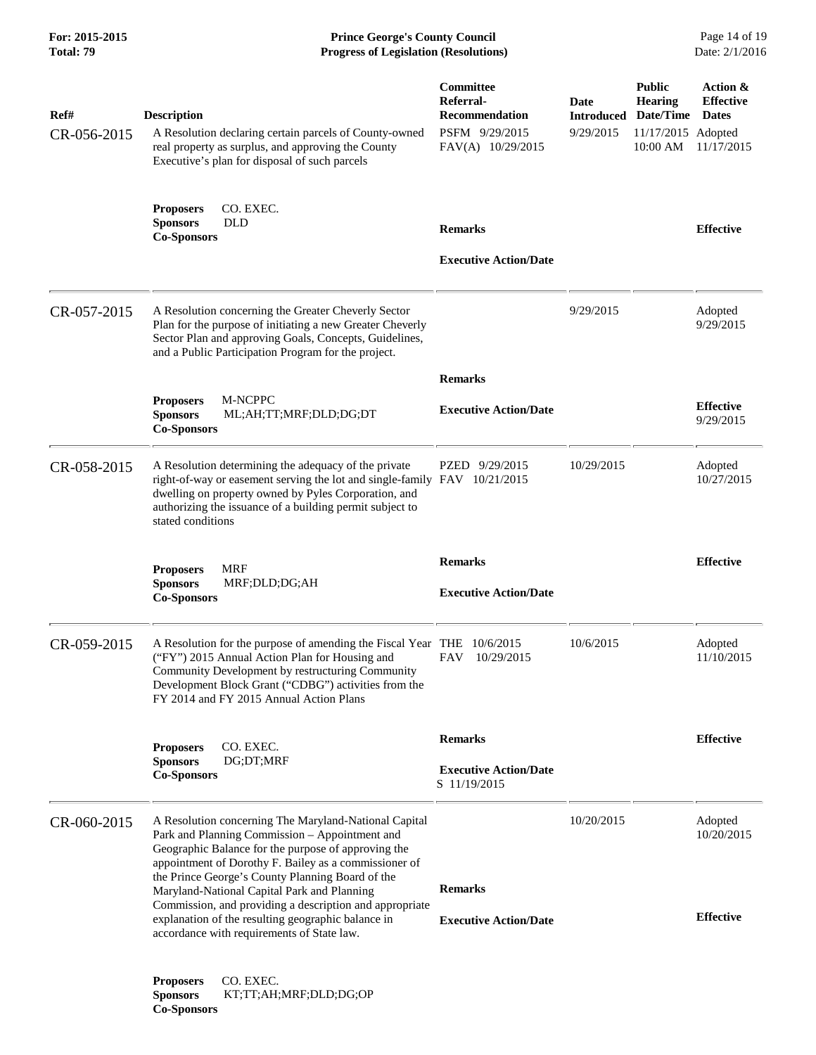| Ref# | Description | Committee Referral-Recommendation | Date Introduced | Public Hearing Date/Time | Action & Effective Dates |
|---|---|---|---|---|---|
| CR-056-2015 | A Resolution declaring certain parcels of County-owned real property as surplus, and approving the County Executive's plan for disposal of such parcels | PSFM 9/29/2015<br>FAV(A) 10/29/2015 | 9/29/2015 | 11/17/2015 10:00 AM | Adopted 11/17/2015 |
| | **Proposers** CO. EXEC.<br>**Sponsors** DLD<br>**Co-Sponsors** | **Remarks**<br><br>**Executive Action/Date** | | | **Effective** |
| CR-057-2015 | A Resolution concerning the Greater Cheverly Sector Plan for the purpose of initiating a new Greater Cheverly Sector Plan and approving Goals, Concepts, Guidelines, and a Public Participation Program for the project. | | 9/29/2015 | | Adopted 9/29/2015 |
| | **Proposers** M-NCPPC<br>**Sponsors** ML;AH;TT;MRF;DLD;DG;DT<br>**Co-Sponsors** | **Remarks**<br><br>**Executive Action/Date** | | | **Effective** 9/29/2015 |
| CR-058-2015 | A Resolution determining the adequacy of the private right-of-way or easement serving the lot and single-family dwelling on property owned by Pyles Corporation, and authorizing the issuance of a building permit subject to stated conditions | PZED 9/29/2015<br>FAV 10/21/2015 | 10/29/2015 | | Adopted 10/27/2015 |
| | **Proposers** MRF<br>**Sponsors** MRF;DLD;DG;AH<br>**Co-Sponsors** | **Remarks**<br><br>**Executive Action/Date** | | | **Effective** |
| CR-059-2015 | A Resolution for the purpose of amending the Fiscal Year ("FY") 2015 Annual Action Plan for Housing and Community Development by restructuring Community Development Block Grant ("CDBG") activities from the FY 2014 and FY 2015 Annual Action Plans | THE 10/6/2015<br>FAV 10/29/2015 | 10/6/2015 | | Adopted 11/10/2015 |
| | **Proposers** CO. EXEC.<br>**Sponsors** DG;DT;MRF<br>**Co-Sponsors** | **Remarks**<br><br>**Executive Action/Date**<br>S 11/19/2015 | | | **Effective** |
| CR-060-2015 | A Resolution concerning The Maryland-National Capital Park and Planning Commission – Appointment and Geographic Balance for the purpose of approving the appointment of Dorothy F. Bailey as a commissioner of the Prince George's County Planning Board of the Maryland-National Capital Park and Planning Commission, and providing a description and appropriate explanation of the resulting geographic balance in accordance with requirements of State law. | **Remarks**<br><br>**Executive Action/Date** | 10/20/2015 | | Adopted 10/20/2015<br><br>**Effective** |
| | **Proposers** CO. EXEC.<br>**Sponsors** KT;TT;AH;MRF;DLD;DG;OP<br>**Co-Sponsors** | | | | |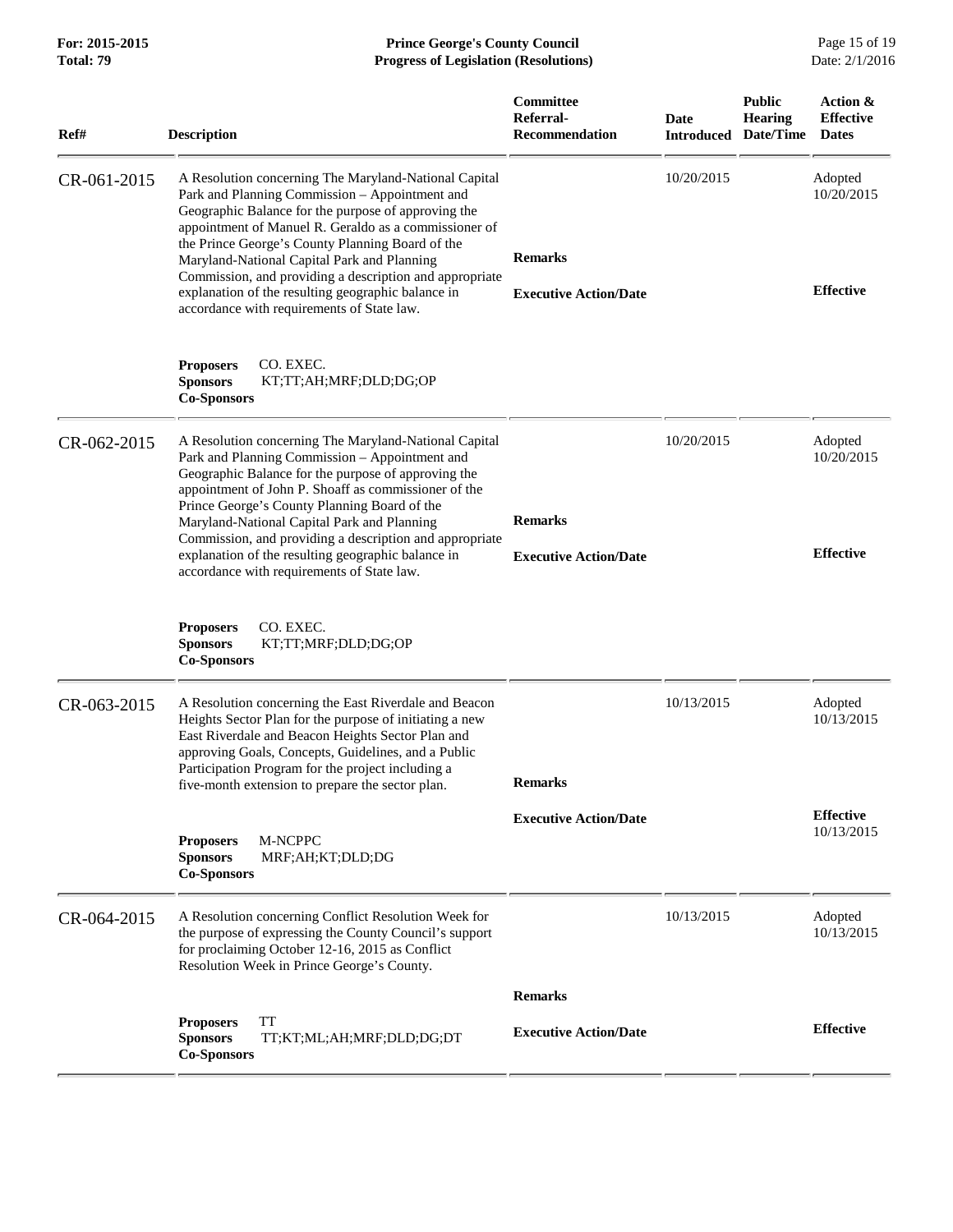| Ref# | Description | Committee Referral-Recommendation | Date Introduced | Public Hearing Date/Time | Action & Effective Dates |
|---|---|---|---|---|---|
| CR-061-2015 | A Resolution concerning The Maryland-National Capital Park and Planning Commission – Appointment and Geographic Balance for the purpose of approving the appointment of Manuel R. Geraldo as a commissioner of the Prince George's County Planning Board of the Maryland-National Capital Park and Planning Commission, and providing a description and appropriate explanation of the resulting geographic balance in accordance with requirements of State law. **Proposers** CO. EXEC. **Sponsors** KT;TT;AH;MRF;DLD;DG;OP **Co-Sponsors** | **Remarks** **Executive Action/Date** | 10/20/2015 | | Adopted 10/20/2015 **Effective** |
| CR-062-2015 | A Resolution concerning The Maryland-National Capital Park and Planning Commission – Appointment and Geographic Balance for the purpose of approving the appointment of John P. Shoaff as commissioner of the Prince George's County Planning Board of the Maryland-National Capital Park and Planning Commission, and providing a description and appropriate explanation of the resulting geographic balance in accordance with requirements of State law. **Proposers** CO. EXEC. **Sponsors** KT;TT;MRF;DLD;DG;OP **Co-Sponsors** | **Remarks** **Executive Action/Date** | 10/20/2015 | | Adopted 10/20/2015 **Effective** |
| CR-063-2015 | A Resolution concerning the East Riverdale and Beacon Heights Sector Plan for the purpose of initiating a new East Riverdale and Beacon Heights Sector Plan and approving Goals, Concepts, Guidelines, and a Public Participation Program for the project including a five-month extension to prepare the sector plan. **Proposers** M-NCPPC **Sponsors** MRF;AH;KT;DLD;DG **Co-Sponsors** | **Remarks** **Executive Action/Date** | 10/13/2015 | | Adopted 10/13/2015 **Effective** 10/13/2015 |
| CR-064-2015 | A Resolution concerning Conflict Resolution Week for the purpose of expressing the County Council's support for proclaiming October 12-16, 2015 as Conflict Resolution Week in Prince George's County. **Proposers** TT **Sponsors** TT;KT;ML;AH;MRF;DLD;DG;DT **Co-Sponsors** | **Remarks** **Executive Action/Date** | 10/13/2015 | | Adopted 10/13/2015 **Effective** |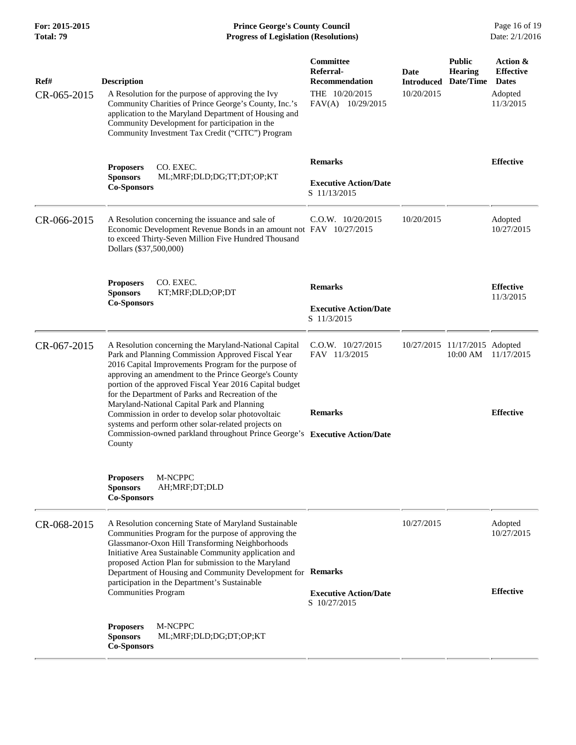| Ref# | Description | Committee Referral-Recommendation | Date Introduced | Public Hearing Date/Time | Action & Effective Dates |
|---|---|---|---|---|---|
| CR-065-2015 | A Resolution for the purpose of approving the Ivy Community Charities of Prince George's County, Inc.'s application to the Maryland Department of Housing and Community Development for participation in the Community Investment Tax Credit ("CITC") Program | THE 10/20/2015<br>FAV(A) 10/29/2015 | 10/20/2015 | | Adopted 11/3/2015 |
| | **Proposers** CO. EXEC.<br>**Sponsors** ML;MRF;DLD;DG;TT;DT;OP;KT<br>**Co-Sponsors** | **Remarks**<br><br>**Executive Action/Date**<br>S 11/13/2015 | | | **Effective** |
| CR-066-2015 | A Resolution concerning the issuance and sale of Economic Development Revenue Bonds in an amount not to exceed Thirty-Seven Million Five Hundred Thousand Dollars ($37,500,000) | C.O.W. 10/20/2015<br>FAV 10/27/2015 | 10/20/2015 | | Adopted 10/27/2015 |
| | **Proposers** CO. EXEC.<br>**Sponsors** KT;MRF;DLD;OP;DT<br>**Co-Sponsors** | **Remarks**<br><br>**Executive Action/Date**<br>S 11/3/2015 | | | **Effective** 11/3/2015 |
| CR-067-2015 | A Resolution concerning the Maryland-National Capital Park and Planning Commission Approved Fiscal Year 2016 Capital Improvements Program for the purpose of approving an amendment to the Prince George's County portion of the approved Fiscal Year 2016 Capital budget for the Department of Parks and Recreation of the Maryland-National Capital Park and Planning Commission in order to develop solar photovoltaic systems and perform other solar-related projects on Commission-owned parkland throughout Prince George's County | C.O.W. 10/27/2015<br>FAV 11/3/2015 | 10/27/2015 | 11/17/2015 10:00 AM | Adopted 11/17/2015 |
| | **Proposers** M-NCPPC<br>**Sponsors** AH;MRF;DT;DLD<br>**Co-Sponsors** | **Remarks**<br><br>**Executive Action/Date** | | | **Effective** |
| CR-068-2015 | A Resolution concerning State of Maryland Sustainable Communities Program for the purpose of approving the Glassmanor-Oxon Hill Transforming Neighborhoods Initiative Area Sustainable Community application and proposed Action Plan for submission to the Maryland Department of Housing and Community Development for participation in the Department's Sustainable Communities Program | | 10/27/2015 | | Adopted 10/27/2015 |
| | **Proposers** M-NCPPC<br>**Sponsors** ML;MRF;DLD;DG;DT;OP;KT<br>**Co-Sponsors** | **Remarks**<br><br>**Executive Action/Date**<br>S 10/27/2015 | | | **Effective** |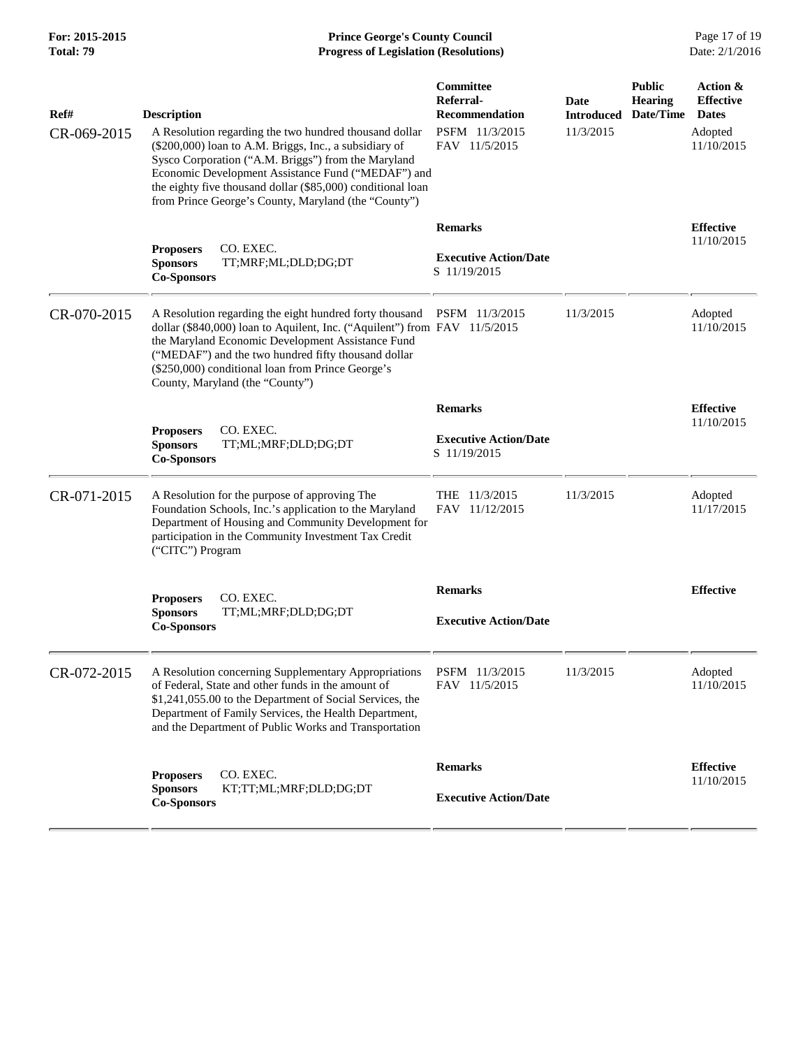| Ref# | Description | Committee Referral-Recommendation | Date Introduced | Public Hearing Date/Time | Action & Effective Dates |
|---|---|---|---|---|---|
| CR-069-2015 | A Resolution regarding the two hundred thousand dollar ($200,000) loan to A.M. Briggs, Inc., a subsidiary of Sysco Corporation ("A.M. Briggs") from the Maryland Economic Development Assistance Fund ("MEDAF") and the eighty five thousand dollar ($85,000) conditional loan from Prince George's County, Maryland (the "County") | PSFM 11/3/2015<br>FAV 11/5/2015 | 11/3/2015 | | Adopted 11/10/2015 |
| | **Proposers** CO. EXEC.<br>**Sponsors** TT;MRF;ML;DLD;DG;DT<br>**Co-Sponsors** | **Remarks**<br><br>**Executive Action/Date**<br>S 11/19/2015 | | | **Effective** 11/10/2015 |
| CR-070-2015 | A Resolution regarding the eight hundred forty thousand dollar ($840,000) loan to Aquilent, Inc. ("Aquilent") from the Maryland Economic Development Assistance Fund ("MEDAF") and the two hundred fifty thousand dollar ($250,000) conditional loan from Prince George's County, Maryland (the "County") | PSFM 11/3/2015<br>FAV 11/5/2015 | 11/3/2015 | | Adopted 11/10/2015 |
| | **Proposers** CO. EXEC.<br>**Sponsors** TT;ML;MRF;DLD;DG;DT<br>**Co-Sponsors** | **Remarks**<br><br>**Executive Action/Date**<br>S 11/19/2015 | | | **Effective** 11/10/2015 |
| CR-071-2015 | A Resolution for the purpose of approving The Foundation Schools, Inc.'s application to the Maryland Department of Housing and Community Development for participation in the Community Investment Tax Credit ("CITC") Program | THE 11/3/2015<br>FAV 11/12/2015 | 11/3/2015 | | Adopted 11/17/2015 |
| | **Proposers** CO. EXEC.<br>**Sponsors** TT;ML;MRF;DLD;DG;DT<br>**Co-Sponsors** | **Remarks**<br><br>**Executive Action/Date** | | | **Effective** |
| CR-072-2015 | A Resolution concerning Supplementary Appropriations of Federal, State and other funds in the amount of $1,241,055.00 to the Department of Social Services, the Department of Family Services, the Health Department, and the Department of Public Works and Transportation | PSFM 11/3/2015<br>FAV 11/5/2015 | 11/3/2015 | | Adopted 11/10/2015 |
| | **Proposers** CO. EXEC.<br>**Sponsors** KT;TT;ML;MRF;DLD;DG;DT<br>**Co-Sponsors** | **Remarks**<br><br>**Executive Action/Date** | | | **Effective** 11/10/2015 |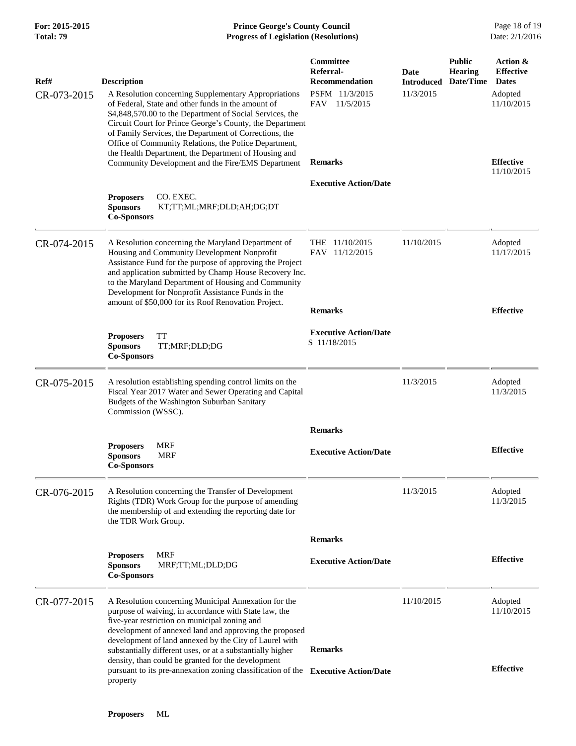| Ref# | Description | Committee Referral-Recommendation | Date Introduced | Public Hearing Date/Time | Action & Effective Dates |
|---|---|---|---|---|---|
| CR-073-2015 | A Resolution concerning Supplementary Appropriations of Federal, State and other funds in the amount of $4,848,570.00 to the Department of Social Services, the Circuit Court for Prince George's County, the Department of Family Services, the Department of Corrections, the Office of Community Relations, the Police Department, the Health Department, the Department of Housing and Community Development and the Fire/EMS Department | PSFM 11/3/2015<br>FAV 11/5/2015 | 11/3/2015 | | Adopted 11/10/2015 |
| | | **Remarks** | | | **Effective** 11/10/2015 |
| | **Proposers** CO. EXEC.<br>**Sponsors** KT;TT;ML;MRF;DLD;AH;DG;DT<br>**Co-Sponsors** | **Executive Action/Date** | | | |
| CR-074-2015 | A Resolution concerning the Maryland Department of Housing and Community Development Nonprofit Assistance Fund for the purpose of approving the Project and application submitted by Champ House Recovery Inc. to the Maryland Department of Housing and Community Development for Nonprofit Assistance Funds in the amount of $50,000 for its Roof Renovation Project. | THE 11/10/2015<br>FAV 11/12/2015 | 11/10/2015 | | Adopted 11/17/2015 |
| | | **Remarks** | | | **Effective** |
| | **Proposers** TT<br>**Sponsors** TT;MRF;DLD;DG<br>**Co-Sponsors** | **Executive Action/Date**<br>S 11/18/2015 | | | |
| CR-075-2015 | A resolution establishing spending control limits on the Fiscal Year 2017 Water and Sewer Operating and Capital Budgets of the Washington Suburban Sanitary Commission (WSSC). | | 11/3/2015 | | Adopted 11/3/2015 |
| | | **Remarks** | | | |
| | **Proposers** MRF<br>**Sponsors** MRF<br>**Co-Sponsors** | **Executive Action/Date** | | | **Effective** |
| CR-076-2015 | A Resolution concerning the Transfer of Development Rights (TDR) Work Group for the purpose of amending the membership of and extending the reporting date for the TDR Work Group. | | 11/3/2015 | | Adopted 11/3/2015 |
| | | **Remarks** | | | |
| | **Proposers** MRF<br>**Sponsors** MRF;TT;ML;DLD;DG<br>**Co-Sponsors** | **Executive Action/Date** | | | **Effective** |
| CR-077-2015 | A Resolution concerning Municipal Annexation for the purpose of waiving, in accordance with State law, the five-year restriction on municipal zoning and development of annexed land and approving the proposed development of land annexed by the City of Laurel with substantially different uses, or at a substantially higher density, than could be granted for the development pursuant to its pre-annexation zoning classification of the property | **Remarks**<br>**Executive Action/Date** | 11/10/2015 | | Adopted 11/10/2015<br>**Effective** |
| | **Proposers** ML | | | | |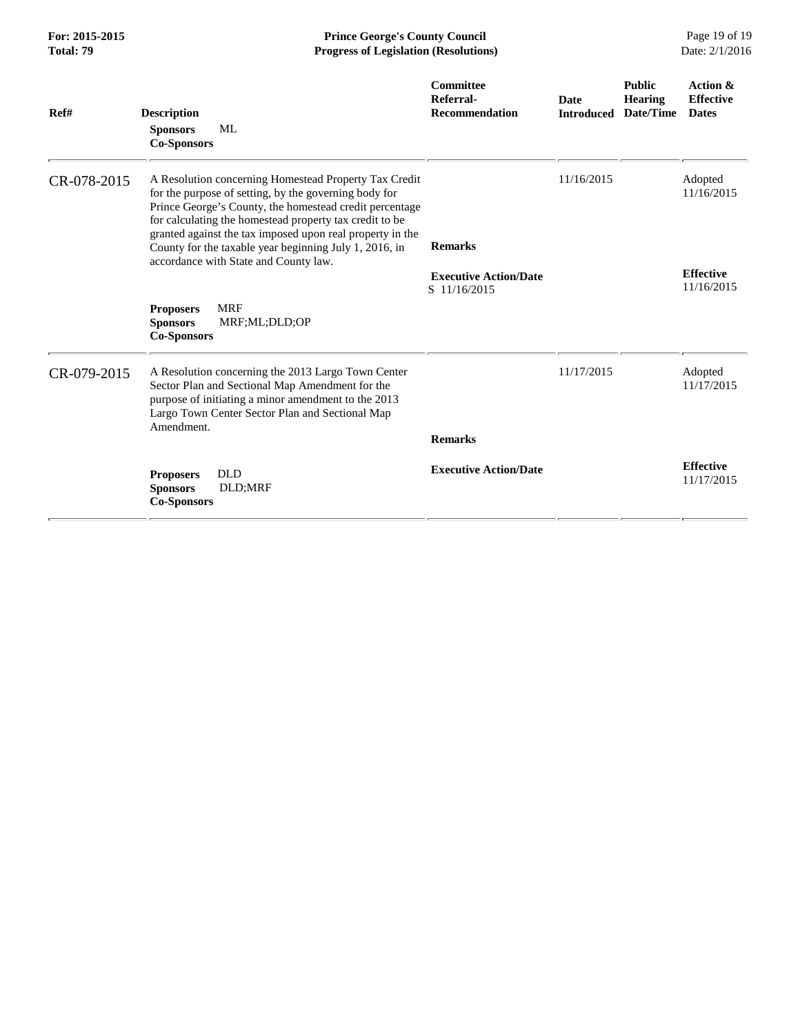| Ref# | Description | Committee Referral-Recommendation | Date Introduced | Public Hearing Date/Time | Action & Effective Dates |
|---|---|---|---|---|---|
| | **Sponsors** ML<br>**Co-Sponsors** | | | | |
| CR-078-2015 | A Resolution concerning Homestead Property Tax Credit for the purpose of setting, by the governing body for Prince George's County, the homestead credit percentage for calculating the homestead property tax credit to be granted against the tax imposed upon real property in the County for the taxable year beginning July 1, 2016, in accordance with State and County law.<br>**Proposers** MRF<br>**Sponsors** MRF;ML;DLD;OP<br>**Co-Sponsors** | **Remarks**<br>**Executive Action/Date**<br>S 11/16/2015 | 11/16/2015 | | Adopted 11/16/2015<br>**Effective** 11/16/2015 |
| CR-079-2015 | A Resolution concerning the 2013 Largo Town Center Sector Plan and Sectional Map Amendment for the purpose of initiating a minor amendment to the 2013 Largo Town Center Sector Plan and Sectional Map Amendment.<br>**Proposers** DLD<br>**Sponsors** DLD;MRF<br>**Co-Sponsors** | **Remarks**<br>**Executive Action/Date** | 11/17/2015 | | Adopted 11/17/2015<br>**Effective** 11/17/2015 |